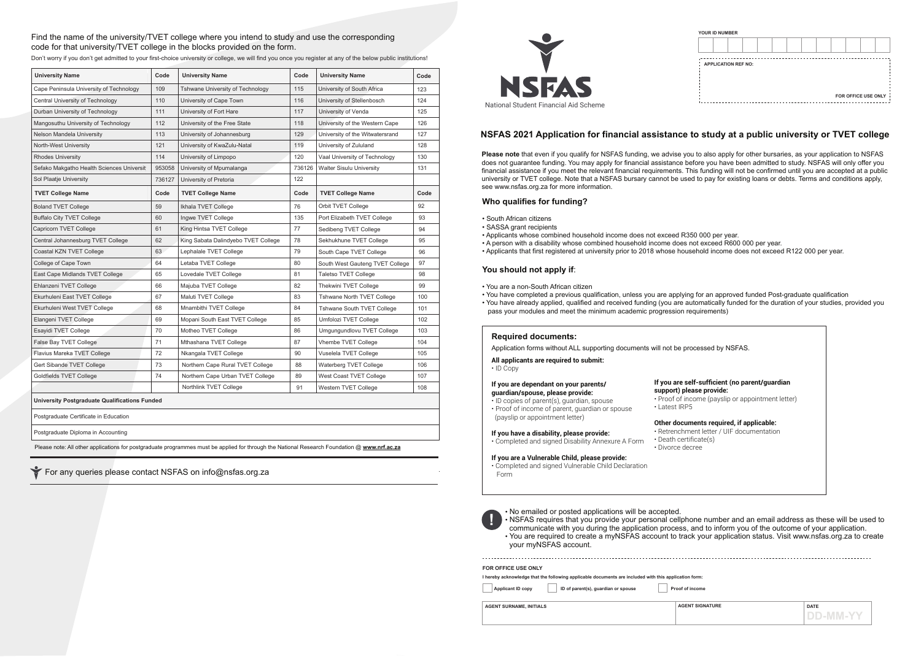Find the name of the university/TVET college where you intend to study and use the corresponding code for that university/TVET college in the blocks provided on the form.

Don't worry if you don't get admitted to your first-choice university or college, we will find you once you register at any of the below public institutions!

| University Name | Code | University Name | Code | University Name | Code |
|---|---|---|---|---|---|
| Cape Peninsula University of Technology | 109 | Tshwane University of Technology | 115 | University of South Africa | 123 |
| Central University of Technology | 110 | University of Cape Town | 116 | University of Stellenbosch | 124 |
| Durban University of Technology | 111 | University of Fort Hare | 117 | University of Venda | 125 |
| Mangosuthu University of Technology | 112 | University of the Free State | 118 | University of the Western Cape | 126 |
| Nelson Mandela University | 113 | University of Johannesburg | 129 | University of the Witwatersrand | 127 |
| North-West University | 121 | University of KwaZulu-Natal | 119 | University of Zululand | 128 |
| Rhodes University | 114 | University of Limpopo | 120 | Vaal University of Technology | 130 |
| Sefako Makgatho Health Sciences Universit | 953058 | University of Mpumalanga | 736126 | Walter Sisulu University | 131 |
| Sol Plaatje University | 736127 | University of Pretoria | 122 | | |
| **TVET College Name** | **Code** | **TVET College Name** | **Code** | **TVET College Name** | **Code** |
| Boland TVET College | 59 | Ikhala TVET College | 76 | Orbit TVET College | 92 |
| Buffalo City TVET College | 60 | Ingwe TVET College | 135 | Port Elizabeth TVET College | 93 |
| Capricorn TVET College | 61 | King Hintsa TVET College | 77 | Sedibeng TVET College | 94 |
| Central Johannesburg TVET College | 62 | King Sabata Dalindyebo TVET College | 78 | Sekhukhune TVET College | 95 |
| Coastal KZN TVET College | 63 | Lephalale TVET College | 79 | South Cape TVET College | 96 |
| College of Cape Town | 64 | Letaba TVET College | 80 | South West Gauteng TVET College | 97 |
| East Cape Midlands TVET College | 65 | Lovedale TVET College | 81 | Taletso TVET College | 98 |
| Ehlanzeni TVET College | 66 | Majuba TVET College | 82 | Thekwini TVET College | 99 |
| Ekurhuleni East TVET College | 67 | Maluti TVET College | 83 | Tshwane North TVET College | 100 |
| Ekurhuleni West TVET College | 68 | Mnambithi TVET College | 84 | Tshwane South TVET College | 101 |
| Elangeni TVET College | 69 | Mopani South East TVET College | 85 | Umfolozi TVET College | 102 |
| Esayidi TVET College | 70 | Motheo TVET College | 86 | Umgungundlovu TVET College | 103 |
| False Bay TVET College | 71 | Mthashana TVET College | 87 | Vhembe TVET College | 104 |
| Flavius Mareka TVET College | 72 | Nkangala TVET College | 90 | Vuselela TVET College | 105 |
| Gert Sibande TVET College | 73 | Northern Cape Rural TVET College | 88 | Waterberg TVET College | 106 |
| Goldfields TVET College | 74 | Northern Cape Urban TVET College | 89 | West Coast TVET College | 107 |
| | | Northlink TVET College | 91 | Western TVET College | 108 |
| **University Postgraduate Qualifications Funded** | | | | | |
| Postgraduate Certificate in Education | | | | | |
| Postgraduate Diploma in Accounting | | | | | |

Please note: All other applications for postgraduate programmes must be applied for through the National Research Foundation @ **www.nrf.ac.za**

For any queries please contact NSFAS on info@nsfas.org.za

**NSFAS**

National Student Financial Aid Scheme

**YOUR ID NUMBER**

| | | | | | | | | | | | | |
|---|---|---|---|---|---|---|---|---|---|---|---|---|
| | | | | | | | | | | | | |

**APPLICATION REF NO:**

**FOR OFFICE USE ONLY**

## NSFAS 2021 Application for financial assistance to study at a public university or TVET college

**Please note** that even if you qualify for NSFAS funding, we advise you to also apply for other bursaries, as your application to NSFAS does not guarantee funding. You may apply for financial assistance before you have been admitted to study. NSFAS will only offer you financial assistance if you meet the relevant financial requirements. This funding will not be confirmed until you are accepted at a public university or TVET college. Note that a NSFAS bursary cannot be used to pay for existing loans or debts. Terms and conditions apply, see www.nsfas.org.za for more information.

### Who qualifies for funding?

- South African citizens
- SASSA grant recipients
- Applicants whose combined household income does not exceed R350 000 per year.
- A person with a disability whose combined household income does not exceed R600 000 per year.
- Applicants that first registered at university prior to 2018 whose household income does not exceed R122 000 per year.

### You should not apply if:

- You are a non-South African citizen
- You have completed a previous qualification, unless you are applying for an approved funded Post-graduate qualification
- You have already applied, qualified and received funding (you are automatically funded for the duration of your studies, provided you pass your modules and meet the minimum academic progression requirements)

### Required documents:

Application forms without ALL supporting documents will not be processed by NSFAS.

**All applicants are required to submit:**
- ID Copy

**If you are dependant on your parents/ guardian/spouse, please provide:**
- ID copies of parent(s), guardian, spouse
- Proof of income of parent, guardian or spouse (payslip or appointment letter)

**If you have a disability, please provide:**
- Completed and signed Disability Annexure A Form

**If you are a Vulnerable Child, please provide:**
- Completed and signed Vulnerable Child Declaration Form

**If you are self-sufficient (no parent/guardian support) please provide:**
- Proof of income (payslip or appointment letter)
- Latest IRP5

**Other documents required, if applicable:**
- Retrenchment letter / UIF documentation
- Death certificate(s)
- Divorce decree

!

- No emailed or posted applications will be accepted.
- NSFAS requires that you provide your personal cellphone number and an email address as these will be used to communicate with you during the application process, and to inform you of the outcome of your application.
- You are required to create a myNSFAS account to track your application status. Visit www.nsfas.org.za to create your myNSFAS account.

**FOR OFFICE USE ONLY**

**I hereby acknowledge that the following applicable documents are included with this application form:**

☐ Applicant ID copy ☐ ID of parent(s), guardian or spouse ☐ Proof of income

| AGENT SURNAME, INITIALS | AGENT SIGNATURE | DATE |
|---|---|---|
| | | DD-MM-YY |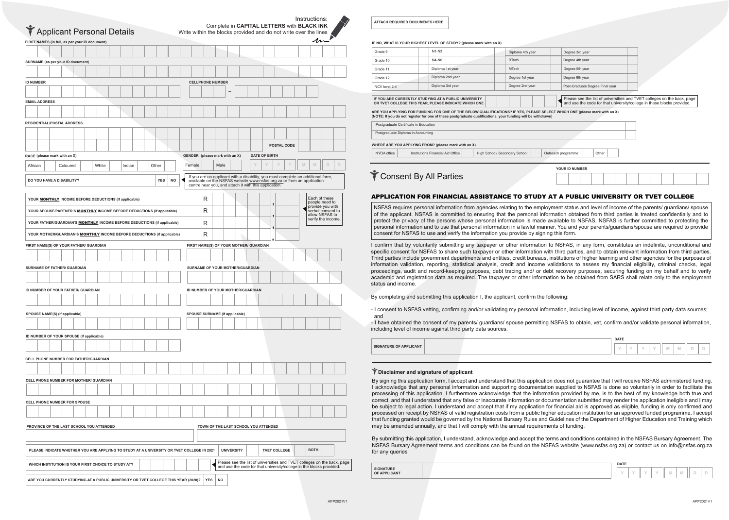# Applicant Personal Details

Instructions:
Complete in **CAPITAL LETTERS** with **BLACK INK**
Write within the blocks provided and do not write over the lines

FIRST NAMES (in full, as per your ID document)

SURNAME (as per your ID document)

ID NUMBER

CELLPHONE NUMBER

EMAIL ADDRESS

RESIDENTIAL/POSTAL ADDRESS

POSTAL CODE

RACE (please mark with an X)

| African | | Coloured | | White | | Indian | | Other | |
|---|---|---|---|---|---|---|---|---|---|

GENDER (please mark with an X)

| Female | | Male | |
|---|---|---|---|

DATE OF BIRTH

Y Y Y Y M M D D

| DO YOU HAVE A DISABILITY? | YES | NO |
|---|---|---|

If you are an applicant with a disability, you must complete an additional form, available on the NSFAS website www.nsfas.org.za or from an application centre near you, and attach it with this application.

| | |
|---|---|
| YOUR **MONTHLY** INCOME BEFORE DEDUCTIONS (if applicable) | R |
| YOUR SPOUSE/PARTNER'S **MONTHLY** INCOME BEFORE DEDUCTIONS (if applicable) | R |
| YOUR FATHER/GUARDIAN'S **MONTHLY** INCOME BEFORE DEDUCTIONS (if applicable) | R |
| YOUR MOTHER/GUARDIAN'S **MONTHLY** INCOME BEFORE DEDUCTIONS (if applicable) | R |

Each of these people need to provide you with verbal consent to allow NSFAS to verify the income.

FIRST NAME(S) OF YOUR FATHER/ GUARDIAN

FIRST NAME(S) OF YOUR MOTHER/ GUARDIAN

SURNAME OF FATHER/ GUARDIAN

SURNAME OF YOUR MOTHER/GUARDIAN

ID NUMBER OF YOUR FATHER/ GUARDIAN

ID NUMBER OF YOUR MOTHER/GUARDIAN

SPOUSE NAME(S) (if applicable)

SPOUSE SURNAME (if applicable)

ID NUMBER OF YOUR SPOUSE (if applicable)

CELL PHONE NUMBER FOR FATHER/GUARDIAN

CELL PHONE NUMBER FOR MOTHER/ GUARDIAN

CELL PHONE NUMBER FOR SPOUSE

PROVINCE OF THE LAST SCHOOL YOU ATTENDED

TOWN OF THE LAST SCHOOL YOU ATTENDED

| PLEASE INDICATE WHETHER YOU ARE APPLYING TO STUDY AT A UNIVERSITY OR TVET COLLEGE IN 2021 | UNIVERSITY | | TVET COLLEGE | | BOTH | |
|---|---|---|---|---|---|---|

WHICH INSTITUTION IS YOUR FIRST CHOICE TO STUDY AT?

Please see the list of universities and TVET colleges on the back, page and use the code for that university/college in the blocks provided.

| ARE YOU CURRENTLY STUDYING AT A PUBLIC UNIVERSITY OR TVET COLLEGE THIS YEAR (2020)? | YES | NO |
|---|---|---|

ATTACH REQUIRED DOCUMENTS HERE

IF NO, WHAT IS YOUR HIGHEST LEVEL OF STUDY? (please mark with an X)

| | | | | | | | |
|---|---|---|---|---|---|---|---|
| Grade 9 | | N1-N3 | | Diploma 4th year | | Degree 3rd year | |
| Grade 10 | | N4-N6 | | BTech | | Degree 4th year | |
| Grade 11 | | Diploma 1st year | | MTech | | Degree 5th year | |
| Grade 12 | | Diploma 2nd year | | Degree 1st year | | Degree 6th year | |
| NCV level 2-4 | | Diploma 3rd year | | Degree 2nd year | | Post-Graduate Degree Final year | |

IF YOU ARE CURRENTLY STUDYING AT A PUBLIC UNIVERSITY OR TVET COLLEGE THIS YEAR, PLEASE INDICATE WHICH ONE

Please see the list of universities and TVET colleges on the back, page and use the code for that university/college in these blocks provided.

ARE YOU APPLYING FOR FUNDING FOR ONE OF THE BELOW QUALIFICATIONS? IF YES, PLEASE SELECT WHICH ONE (please mark with an X)
(NOTE: If you do not register for one of these postgraduate qualifications, your funding will be withdrawn)

| | |
|---|---|
| Postgraduate Certificate in Education | |
| Postgraduate Diploma in Accounting | |

WHERE ARE YOU APPLYING FROM? (please mark with an X)

| NYDA office | | Institutions Financial Aid Office | | High School/ Secondary School | | Outreach programme | | Other | |
|---|---|---|---|---|---|---|---|---|---|

# Consent By All Parties

YOUR ID NUMBER

## APPLICATION FOR FINANCIAL ASSISTANCE TO STUDY AT A PUBLIC UNIVERSITY OR TVET COLLEGE

NSFAS requires personal information from agencies relating to the employment status and level of income of the parents/ guardians/ spouse of the applicant. NSFAS is committed to ensuring that the personal information obtained from third parties is treated confidentially and to protect the privacy of the persons whose personal information is made available to NSFAS. NSFAS is further committed to protecting the personal information and to use that personal information in a lawful manner. You and your parents/guardians/spouse are required to provide consent for NSFAS to use and verify the information you provide by signing this form.

I confirm that by voluntarily submitting any taxpayer or other information to NSFAS, in any form, constitutes an indefinite, unconditional and specific consent for NSFAS to share such taxpayer or other information with third parties, and to obtain relevant information from third parties. Third parties include government departments and entities, credit bureaus, institutions of higher learning and other agencies for the purposes of information validation, reporting, statistical analysis, credit and income validations to assess my financial eligibility, criminal checks, legal proceedings, audit and record-keeping purposes, debt tracing and/ or debt recovery purposes, securing funding on my behalf and to verify academic and registration data as required. The taxpayer or other information to be obtained from SARS shall relate only to the employment status and income.

By completing and submitting this application I, the applicant, confirm the following:

- I consent to NSFAS vetting, confirming and/or validating my personal information, including level of income, against third party data sources; and
- I have obtained the consent of my parents/ guardians/ spouse permitting NSFAS to obtain, vet, confirm and/or validate personal information, including level of income against third party data sources.

SIGNATURE OF APPLICANT

DATE Y Y Y Y M M D D

### Disclaimer and signature of applicant

By signing this application form, I accept and understand that this application does not guarantee that I will receive NSFAS administered funding. I acknowledge that any personal information and supporting documentation supplied to NSFAS is done so voluntarily in order to facilitate the processing of this application. I furthermore acknowledge that the information provided by me, is to the best of my knowledge both true and correct, and that I understand that any false or inaccurate information or documentation submitted may render the application ineligible and I may be subject to legal action. I understand and accept that if my application for financial aid is approved as eligible, funding is only confirmed and processed on receipt by NSFAS of valid registration costs from a public higher education institution for an approved funded programme. I accept that funding granted would be governed by the National Bursary Rules and Guidelines of the Department of Higher Education and Training which may be amended annually, and that I will comply with the annual requirements of funding.

By submitting this application, I understand, acknowledge and accept the terms and conditions contained in the NSFAS Bursary Agreement. The NSFAS Bursary Agreement terms and conditions can be found on the NSFAS website (www.nsfas.org.za) or contact us on info@nsfas.org.za for any queries

SIGNATURE OF APPLICANT

DATE Y Y Y Y M M D D

APP2021V1